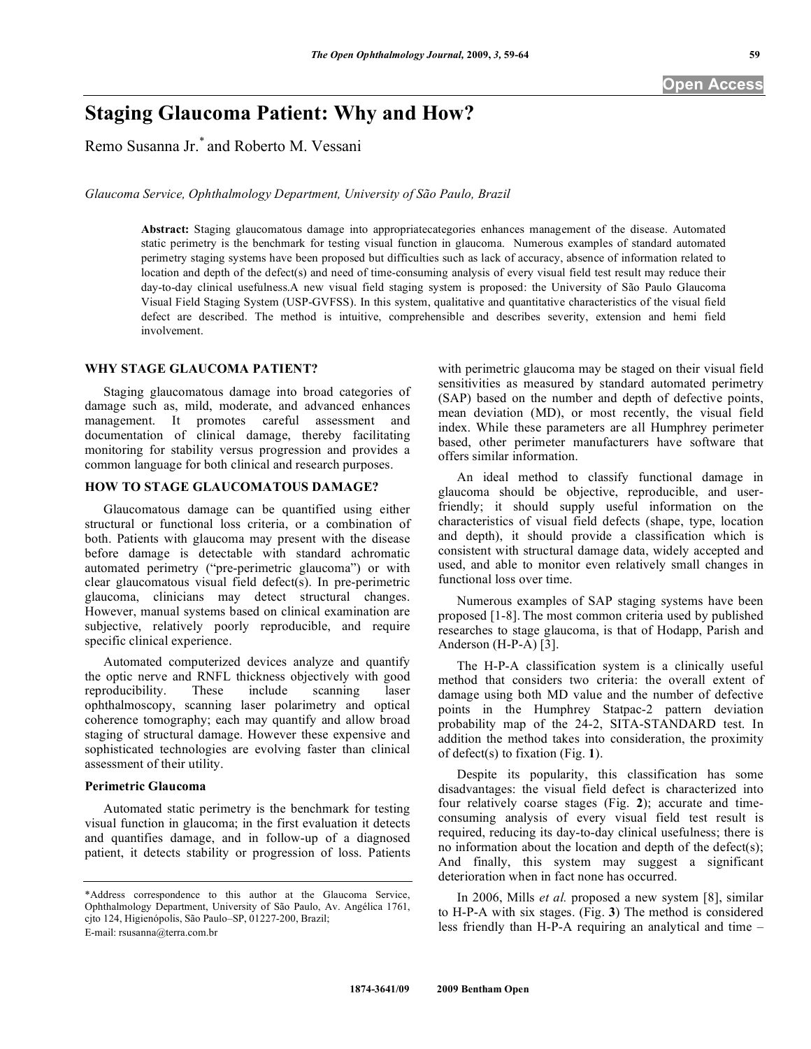# Staging Glaucoma Patient: Why and How?

Remo Susanna Jr.* and Roberto M. Vessani

*Glaucoma Service, Ophthalmology Department, University of São Paulo, Brazil*

**Abstract:** Staging glaucomatous damage into appropriatecategories enhances management of the disease. Automated static perimetry is the benchmark for testing visual function in glaucoma. Numerous examples of standard automated perimetry staging systems have been proposed but difficulties such as lack of accuracy, absence of information related to location and depth of the defect(s) and need of time-consuming analysis of every visual field test result may reduce their day-to-day clinical usefulness.A new visual field staging system is proposed: the University of São Paulo Glaucoma Visual Field Staging System (USP-GVFSS). In this system, qualitative and quantitative characteristics of the visual field defect are described. The method is intuitive, comprehensible and describes severity, extension and hemi field involvement.

## WHY STAGE GLAUCOMA PATIENT?

Staging glaucomatous damage into broad categories of damage such as, mild, moderate, and advanced enhances management. It promotes careful assessment and documentation of clinical damage, thereby facilitating monitoring for stability versus progression and provides a common language for both clinical and research purposes.

## HOW TO STAGE GLAUCOMATOUS DAMAGE?

Glaucomatous damage can be quantified using either structural or functional loss criteria, or a combination of both. Patients with glaucoma may present with the disease before damage is detectable with standard achromatic automated perimetry ("pre-perimetric glaucoma") or with clear glaucomatous visual field defect(s). In pre-perimetric glaucoma, clinicians may detect structural changes. However, manual systems based on clinical examination are subjective, relatively poorly reproducible, and require specific clinical experience.

Automated computerized devices analyze and quantify the optic nerve and RNFL thickness objectively with good reproducibility. These include scanning laser ophthalmoscopy, scanning laser polarimetry and optical coherence tomography; each may quantify and allow broad staging of structural damage. However these expensive and sophisticated technologies are evolving faster than clinical assessment of their utility.

### Perimetric Glaucoma

Automated static perimetry is the benchmark for testing visual function in glaucoma; in the first evaluation it detects and quantifies damage, and in follow-up of a diagnosed patient, it detects stability or progression of loss. Patients with perimetric glaucoma may be staged on their visual field sensitivities as measured by standard automated perimetry (SAP) based on the number and depth of defective points, mean deviation (MD), or most recently, the visual field index. While these parameters are all Humphrey perimeter based, other perimeter manufacturers have software that offers similar information.

An ideal method to classify functional damage in glaucoma should be objective, reproducible, and user-friendly; it should supply useful information on the characteristics of visual field defects (shape, type, location and depth), it should provide a classification which is consistent with structural damage data, widely accepted and used, and able to monitor even relatively small changes in functional loss over time.

Numerous examples of SAP staging systems have been proposed [1-8]. The most common criteria used by published researches to stage glaucoma, is that of Hodapp, Parish and Anderson (H-P-A) [3].

The H-P-A classification system is a clinically useful method that considers two criteria: the overall extent of damage using both MD value and the number of defective points in the Humphrey Statpac-2 pattern deviation probability map of the 24-2, SITA-STANDARD test. In addition the method takes into consideration, the proximity of defect(s) to fixation (Fig. **1**).

Despite its popularity, this classification has some disadvantages: the visual field defect is characterized into four relatively coarse stages (Fig. **2**); accurate and time-consuming analysis of every visual field test result is required, reducing its day-to-day clinical usefulness; there is no information about the location and depth of the defect(s); And finally, this system may suggest a significant deterioration when in fact none has occurred.

In 2006, Mills *et al.* proposed a new system [8], similar to H-P-A with six stages. (Fig. **3**) The method is considered less friendly than H-P-A requiring an analytical and time –

*Address correspondence to this author at the Glaucoma Service, Ophthalmology Department, University of São Paulo, Av. Angélica 1761, cjto 124, Higienópolis, São Paulo–SP, 01227-200, Brazil; E-mail: rsusanna@terra.com.br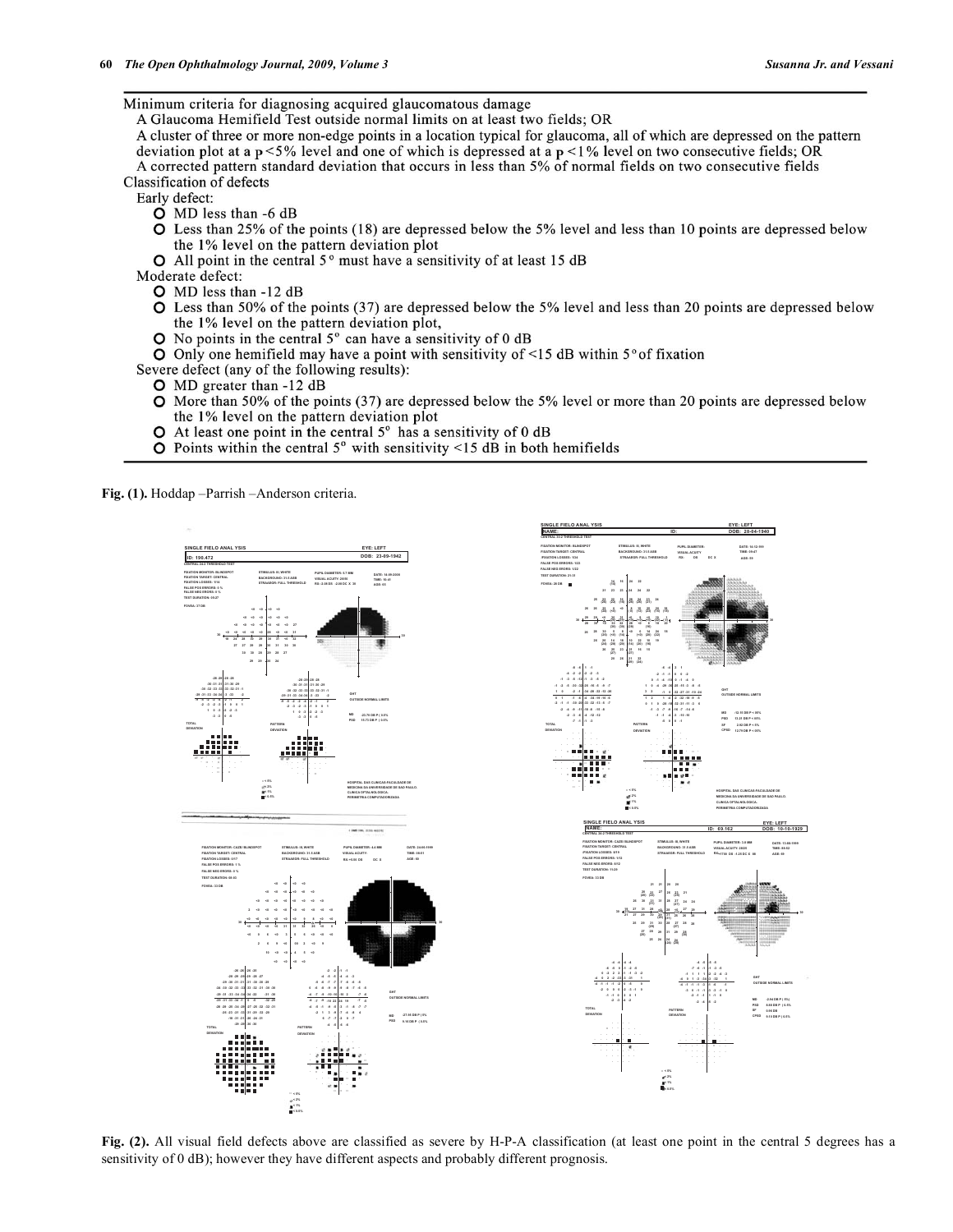Minimum criteria for diagnosing acquired glaucomatous damage

A Glaucoma Hemifield Test outside normal limits on at least two fields; OR

A cluster of three or more non-edge points in a location typical for glaucoma, all of which are depressed on the pattern deviation plot at a p<5% level and one of which is depressed at a p<1% level on two consecutive fields; OR

A corrected pattern standard deviation that occurs in less than 5% of normal fields on two consecutive fields

Classification of defects

Early defect:

- MD less than -6 dB
- Less than 25% of the points (18) are depressed below the 5% level and less than 10 points are depressed below the 1% level on the pattern deviation plot
- All point in the central 5° must have a sensitivity of at least 15 dB

Moderate defect:

- MD less than -12 dB
- Less than 50% of the points (37) are depressed below the 5% level and less than 20 points are depressed below the 1% level on the pattern deviation plot,
- No points in the central 5° can have a sensitivity of 0 dB
- Only one hemifield may have a point with sensitivity of <15 dB within 5° of fixation

Severe defect (any of the following results):

- MD greater than -12 dB
- More than 50% of the points (37) are depressed below the 5% level or more than 20 points are depressed below the 1% level on the pattern deviation plot
- At least one point in the central 5° has a sensitivity of 0 dB
- Points within the central 5° with sensitivity <15 dB in both hemifields

Fig. (1). Hoddap –Parrish –Anderson criteria.

Fig. (2). All visual field defects above are classified as severe by H-P-A classification (at least one point in the central 5 degrees has a sensitivity of 0 dB); however they have different aspects and probably different prognosis.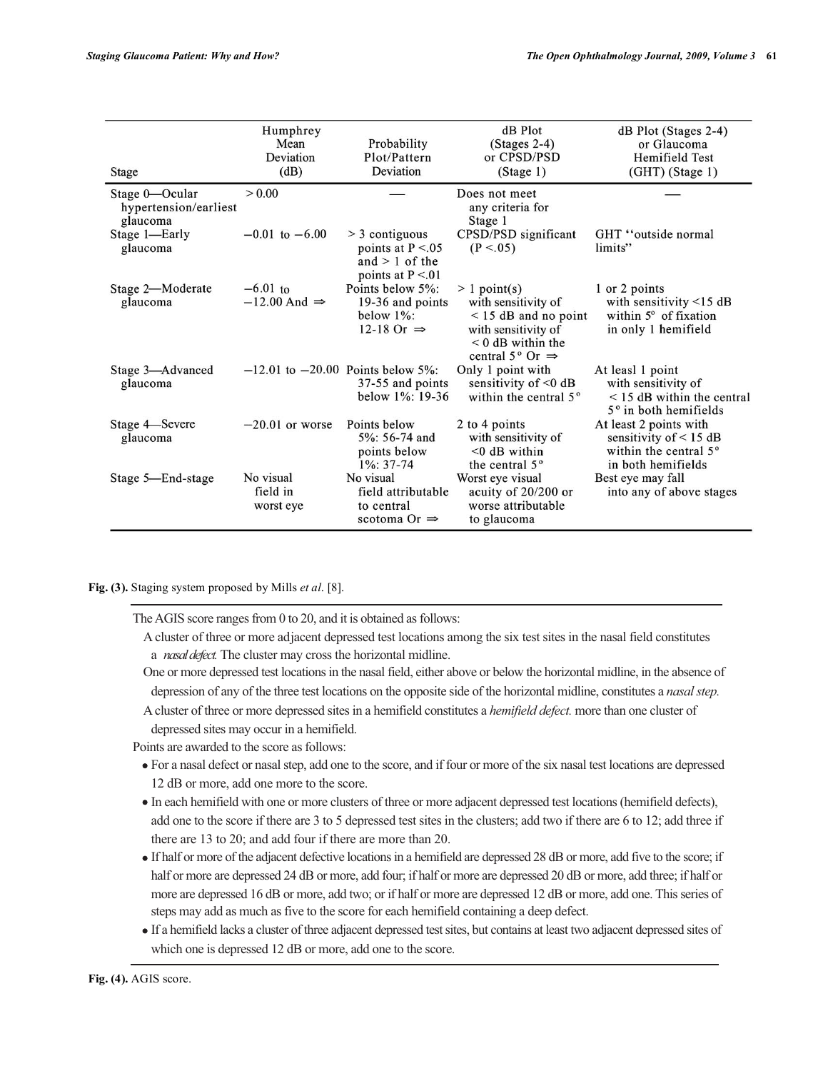| Stage | Humphrey Mean Deviation (dB) | Probability Plot/Pattern Deviation | dB Plot (Stages 2-4) or CPSD/PSD (Stage 1) | dB Plot (Stages 2-4) or Glaucoma Hemifield Test (GHT) (Stage 1) |
|---|---|---|---|---|
| Stage 0—Ocular hypertension/earliest glaucoma | > 0.00 | — | Does not meet any criteria for Stage 1 | — |
| Stage 1—Early glaucoma | −0.01 to −6.00 | > 3 contiguous points at P <.05 and > 1 of the points at P <.01 | CPSD/PSD significant (P <.05) | GHT "outside normal limits" |
| Stage 2—Moderate glaucoma | −6.01 to −12.00 And ⇒ | Points below 5%: 19-36 and points below 1%: 12-18 Or ⇒ | > 1 point(s) with sensitivity of < 15 dB and no point with sensitivity of < 0 dB within the central 5° Or ⇒ | 1 or 2 points with sensitivity <15 dB within 5° of fixation in only 1 hemifield |
| Stage 3—Advanced glaucoma | −12.01 to −20.00 | Points below 5%: 37-55 and points below 1%: 19-36 | Only 1 point with sensitivity of <0 dB within the central 5° | At leasl 1 point with sensitivity of < 15 dB within the central 5° in both hemifields |
| Stage 4—Severe glaucoma | −20.01 or worse | Points below 5%: 56-74 and points below 1%: 37-74 | 2 to 4 points with sensitivity of <0 dB within the central 5° | At least 2 points with sensitivity of < 15 dB within the central 5° in both hemifields |
| Stage 5—End-stage | No visual field in worst eye | No visual field attributable to central scotoma Or ⇒ | Worst eye visual acuity of 20/200 or worse attributable to glaucoma | Best eye may fall into any of above stages |

**Fig. (3).** Staging system proposed by Mills *et al*. [8].

The AGIS score ranges from 0 to 20, and it is obtained as follows:

A cluster of three or more adjacent depressed test locations among the six test sites in the nasal field constitutes a *nasal defect*. The cluster may cross the horizontal midline.

One or more depressed test locations in the nasal field, either above or below the horizontal midline, in the absence of depression of any of the three test locations on the opposite side of the horizontal midline, constitutes a *nasal step*.

A cluster of three or more depressed sites in a hemifield constitutes a *hemifield defect*. more than one cluster of depressed sites may occur in a hemifield.

Points are awarded to the score as follows:

- For a nasal defect or nasal step, add one to the score, and if four or more of the six nasal test locations are depressed 12 dB or more, add one more to the score.
- In each hemifield with one or more clusters of three or more adjacent depressed test locations (hemifield defects), add one to the score if there are 3 to 5 depressed test sites in the clusters; add two if there are 6 to 12; add three if there are 13 to 20; and add four if there are more than 20.
- If half or more of the adjacent defective locations in a hemifield are depressed 28 dB or more, add five to the score; if half or more are depressed 24 dB or more, add four; if half or more are depressed 20 dB or more, add three; if half or more are depressed 16 dB or more, add two; or if half or more are depressed 12 dB or more, add one. This series of steps may add as much as five to the score for each hemifield containing a deep defect.
- If a hemifield lacks a cluster of three adjacent depressed test sites, but contains at least two adjacent depressed sites of which one is depressed 12 dB or more, add one to the score.

**Fig. (4).** AGIS score.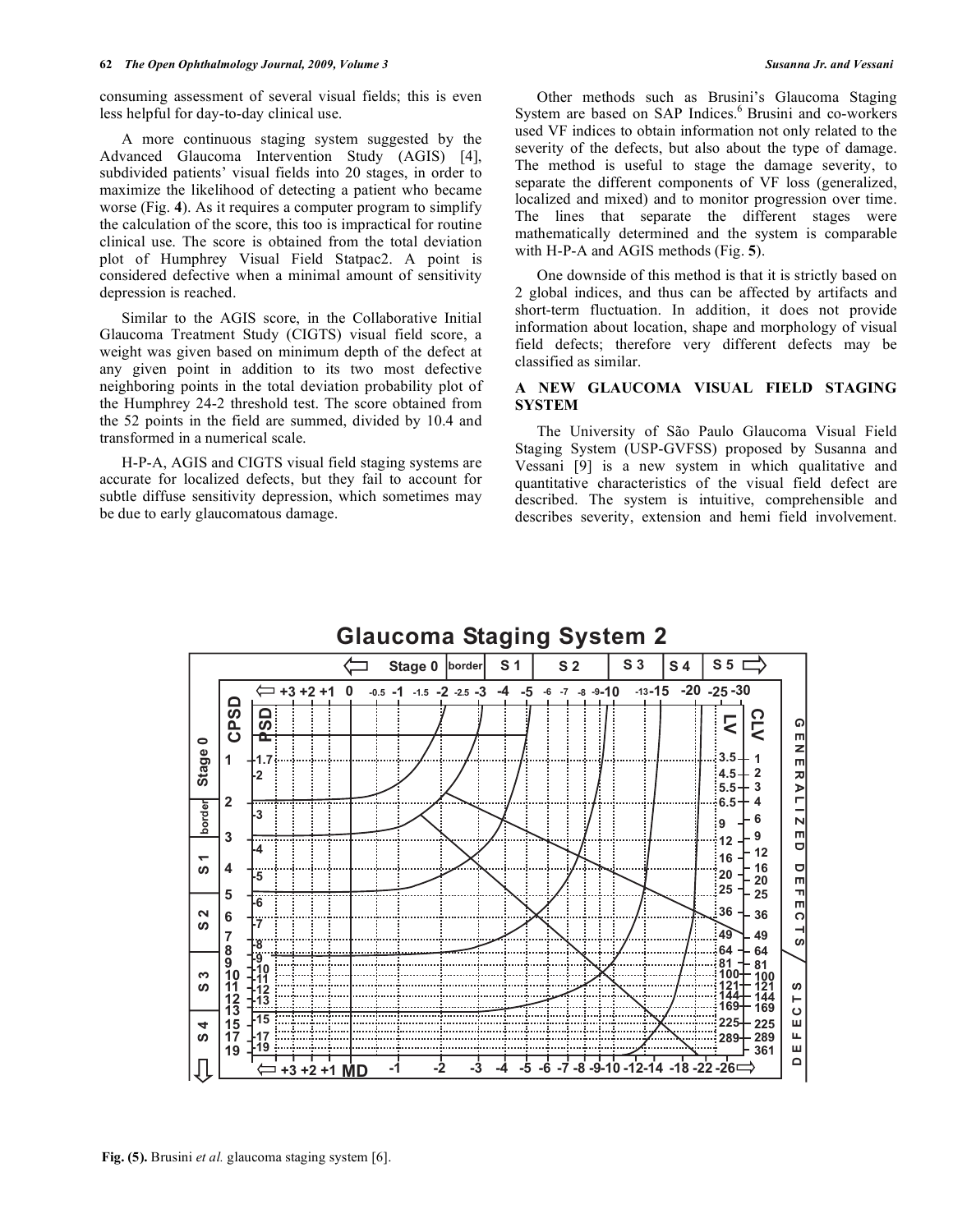consuming assessment of several visual fields; this is even less helpful for day-to-day clinical use.

A more continuous staging system suggested by the Advanced Glaucoma Intervention Study (AGIS) [4], subdivided patients' visual fields into 20 stages, in order to maximize the likelihood of detecting a patient who became worse (Fig. **4**). As it requires a computer program to simplify the calculation of the score, this too is impractical for routine clinical use. The score is obtained from the total deviation plot of Humphrey Visual Field Statpac2. A point is considered defective when a minimal amount of sensitivity depression is reached.

Similar to the AGIS score, in the Collaborative Initial Glaucoma Treatment Study (CIGTS) visual field score, a weight was given based on minimum depth of the defect at any given point in addition to its two most defective neighboring points in the total deviation probability plot of the Humphrey 24-2 threshold test. The score obtained from the 52 points in the field are summed, divided by 10.4 and transformed in a numerical scale.

H-P-A, AGIS and CIGTS visual field staging systems are accurate for localized defects, but they fail to account for subtle diffuse sensitivity depression, which sometimes may be due to early glaucomatous damage.

Other methods such as Brusini's Glaucoma Staging System are based on SAP Indices.[6] Brusini and co-workers used VF indices to obtain information not only related to the severity of the defects, but also about the type of damage. The method is useful to stage the damage severity, to separate the different components of VF loss (generalized, localized and mixed) and to monitor progression over time. The lines that separate the different stages were mathematically determined and the system is comparable with H-P-A and AGIS methods (Fig. **5**).

One downside of this method is that it is strictly based on 2 global indices, and thus can be affected by artifacts and short-term fluctuation. In addition, it does not provide information about location, shape and morphology of visual field defects; therefore very different defects may be classified as similar.

## A NEW GLAUCOMA VISUAL FIELD STAGING SYSTEM

The University of São Paulo Glaucoma Visual Field Staging System (USP-GVFSS) proposed by Susanna and Vessani [9] is a new system in which qualitative and quantitative characteristics of the visual field defect are described. The system is intuitive, comprehensible and describes severity, extension and hemi field involvement.

**Fig. (5).** Brusini *et al.* glaucoma staging system [6].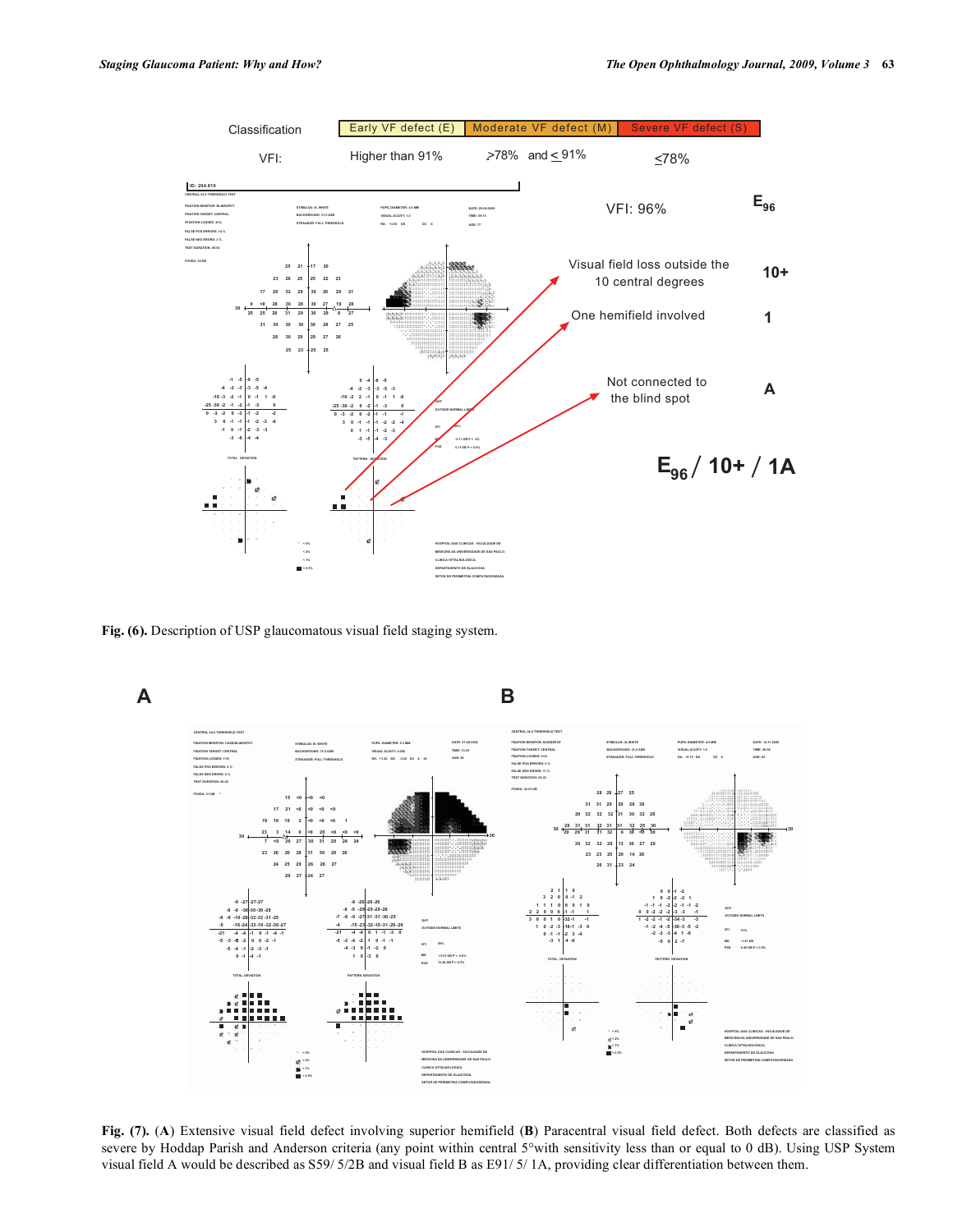Fig. (6). Description of USP glaucomatous visual field staging system.

Fig. (7). (A) Extensive visual field defect involving superior hemifield (B) Paracentral visual field defect. Both defects are classified as severe by Hoddap Parish and Anderson criteria (any point within central 5°with sensitivity less than or equal to 0 dB). Using USP System visual field A would be described as S59/ 5/2B and visual field B as E91/ 5/ 1A, providing clear differentiation between them.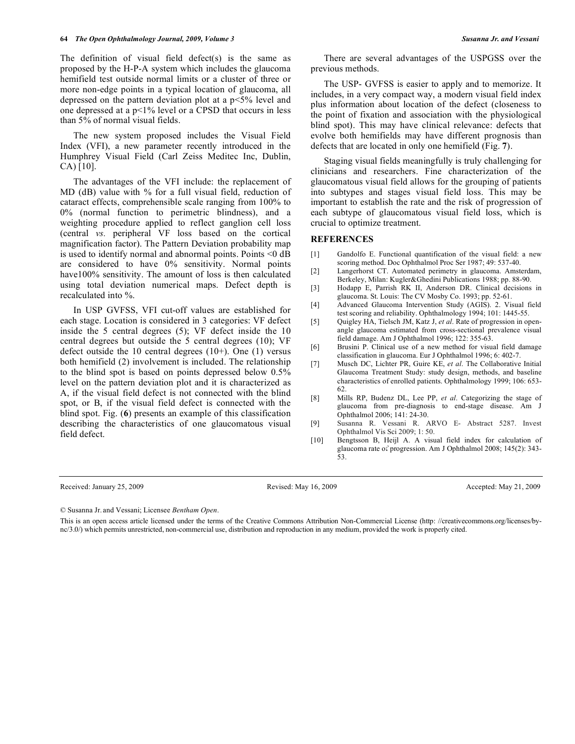The definition of visual field defect(s) is the same as proposed by the H-P-A system which includes the glaucoma hemifield test outside normal limits or a cluster of three or more non-edge points in a typical location of glaucoma, all depressed on the pattern deviation plot at a $p<5\%$ level and one depressed at a $p<1\%$ level or a CPSD that occurs in less than 5% of normal visual fields.

The new system proposed includes the Visual Field Index (VFI), a new parameter recently introduced in the Humphrey Visual Field (Carl Zeiss Meditec Inc, Dublin, CA) [10].

The advantages of the VFI include: the replacement of MD (dB) value with % for a full visual field, reduction of cataract effects, comprehensible scale ranging from 100% to 0% (normal function to perimetric blindness), and a weighting procedure applied to reflect ganglion cell loss (central *vs.* peripheral VF loss based on the cortical magnification factor). The Pattern Deviation probability map is used to identify normal and abnormal points. Points <0 dB are considered to have 0% sensitivity. Normal points have100% sensitivity. The amount of loss is then calculated using total deviation numerical maps. Defect depth is recalculated into %.

In USP GVFSS, VFI cut-off values are established for each stage. Location is considered in 3 categories: VF defect inside the 5 central degrees (5); VF defect inside the 10 central degrees but outside the 5 central degrees (10); VF defect outside the 10 central degrees (10+). One (1) versus both hemifield (2) involvement is included. The relationship to the blind spot is based on points depressed below 0.5% level on the pattern deviation plot and it is characterized as A, if the visual field defect is not connected with the blind spot, or B, if the visual field defect is connected with the blind spot. Fig. (**6**) presents an example of this classification describing the characteristics of one glaucomatous visual field defect.

There are several advantages of the USPGSS over the previous methods.

The USP- GVFSS is easier to apply and to memorize. It includes, in a very compact way, a modern visual field index plus information about location of the defect (closeness to the point of fixation and association with the physiological blind spot). This may have clinical relevance: defects that evolve both hemifields may have different prognosis than defects that are located in only one hemifield (Fig. **7**).

Staging visual fields meaningfully is truly challenging for clinicians and researchers. Fine characterization of the glaucomatous visual field allows for the grouping of patients into subtypes and stages visual field loss. This may be important to establish the rate and the risk of progression of each subtype of glaucomatous visual field loss, which is crucial to optimize treatment.

## REFERENCES

[1] Gandolfo E. Functional quantification of the visual field: a new scoring method. Doc Ophthalmol Proc Ser 1987; 49: 537-40.

[2] Langerhorst CT. Automated perimetry in glaucoma. Amsterdam, Berkeley, Milan: Kugler&Ghedini Publications 1988; pp. 88-90.

[3] Hodapp E, Parrish RK II, Anderson DR. Clinical decisions in glaucoma. St. Louis: The CV Mosby Co. 1993; pp. 52-61.

[4] Advanced Glaucoma Intervention Study (AGIS). 2. Visual field test scoring and reliability. Ophthalmology 1994; 101: 1445-55.

[5] Quigley HA, Tielsch JM, Katz J, *et al*. Rate of progression in open-angle glaucoma estimated from cross-sectional prevalence visual field damage. Am J Ophthalmol 1996; 122: 355-63.

[6] Brusini P. Clinical use of a new method for visual field damage classification in glaucoma. Eur J Ophthalmol 1996; 6: 402-7.

[7] Musch DC, Lichter PR, Guire KE, *et al*. The Collaborative Initial Glaucoma Treatment Study: study design, methods, and baseline characteristics of enrolled patients. Ophthalmology 1999; 106: 653-62.

[8] Mills RP, Budenz DL, Lee PP, *et al*. Categorizing the stage of glaucoma from pre-diagnosis to end-stage disease. Am J Ophthalmol 2006; 141: 24-30.

[9] Susanna R. Vessani R. ARVO E- Abstract 5287. Invest Ophthalmol Vis Sci 2009; 1: 50.

[10] Bengtsson B, Heijl A. A visual field index for calculation of glaucoma rate of progression. Am J Ophthalmol 2008; 145(2): 343-53.

Received: January 25, 2009 Revised: May 16, 2009 Accepted: May 21, 2009

© Susanna Jr. and Vessani; Licensee *Bentham Open*.

This is an open access article licensed under the terms of the Creative Commons Attribution Non-Commercial License (http: //creativecommons.org/licenses/by-nc/3.0/) which permits unrestricted, non-commercial use, distribution and reproduction in any medium, provided the work is properly cited.